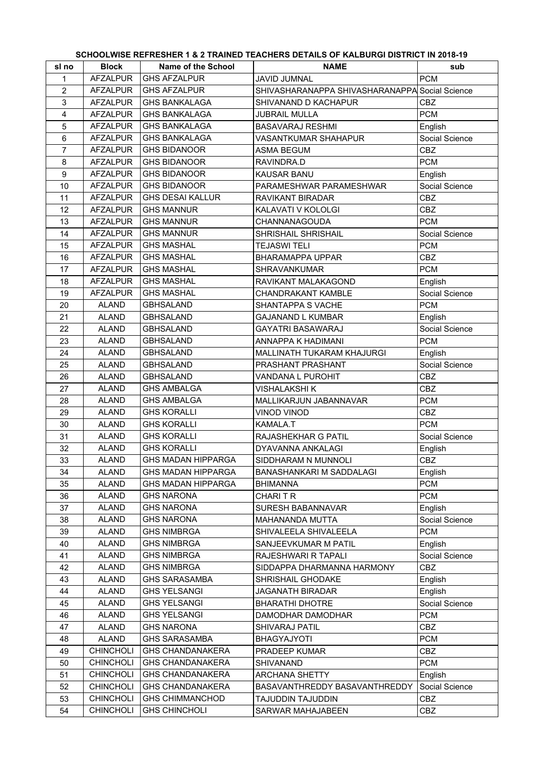**SCHOOLWISE REFRESHER 1 & 2 TRAINED TEACHERS DETAILS OF KALBURGI DISTRICT IN 2018-19**

| sl no | Block | Name of the School | NAME | sub |
|---|---|---|---|---|
| 1 | AFZALPUR | GHS AFZALPUR | JAVID JUMNAL | PCM |
| 2 | AFZALPUR | GHS AFZALPUR | SHIVASHARANAPPA SHIVASHARANAPPA | Social Science |
| 3 | AFZALPUR | GHS BANKALAGA | SHIVANAND D KACHAPUR | CBZ |
| 4 | AFZALPUR | GHS BANKALAGA | JUBRAIL MULLA | PCM |
| 5 | AFZALPUR | GHS BANKALAGA | BASAVARAJ RESHMI | English |
| 6 | AFZALPUR | GHS BANKALAGA | VASANTKUMAR SHAHAPUR | Social Science |
| 7 | AFZALPUR | GHS BIDANOOR | ASMA BEGUM | CBZ |
| 8 | AFZALPUR | GHS BIDANOOR | RAVINDRA.D | PCM |
| 9 | AFZALPUR | GHS BIDANOOR | KAUSAR BANU | English |
| 10 | AFZALPUR | GHS BIDANOOR | PARAMESHWAR PARAMESHWAR | Social Science |
| 11 | AFZALPUR | GHS DESAI KALLUR | RAVIKANT BIRADAR | CBZ |
| 12 | AFZALPUR | GHS MANNUR | KALAVATI V KOLOLGI | CBZ |
| 13 | AFZALPUR | GHS MANNUR | CHANNANAGOUDA | PCM |
| 14 | AFZALPUR | GHS MANNUR | SHRISHAIL SHRISHAIL | Social Science |
| 15 | AFZALPUR | GHS MASHAL | TEJASWI TELI | PCM |
| 16 | AFZALPUR | GHS MASHAL | BHARAMAPPA UPPAR | CBZ |
| 17 | AFZALPUR | GHS MASHAL | SHRAVANKUMAR | PCM |
| 18 | AFZALPUR | GHS MASHAL | RAVIKANT MALAKAGOND | English |
| 19 | AFZALPUR | GHS MASHAL | CHANDRAKANT KAMBLE | Social Science |
| 20 | ALAND | GBHSALAND | SHANTAPPA S VACHE | PCM |
| 21 | ALAND | GBHSALAND | GAJANAND L KUMBAR | English |
| 22 | ALAND | GBHSALAND | GAYATRI BASAWARAJ | Social Science |
| 23 | ALAND | GBHSALAND | ANNAPPA K HADIMANI | PCM |
| 24 | ALAND | GBHSALAND | MALLINATH TUKARAM KHAJURGI | English |
| 25 | ALAND | GBHSALAND | PRASHANT PRASHANT | Social Science |
| 26 | ALAND | GBHSALAND | VANDANA L PUROHIT | CBZ |
| 27 | ALAND | GHS AMBALGA | VISHALAKSHI K | CBZ |
| 28 | ALAND | GHS AMBALGA | MALLIKARJUN JABANNAVAR | PCM |
| 29 | ALAND | GHS KORALLI | VINOD VINOD | CBZ |
| 30 | ALAND | GHS KORALLI | KAMALA.T | PCM |
| 31 | ALAND | GHS KORALLI | RAJASHEKHAR G PATIL | Social Science |
| 32 | ALAND | GHS KORALLI | DYAVANNA ANKALAGI | English |
| 33 | ALAND | GHS MADAN HIPPARGA | SIDDHARAM N MUNNOLI | CBZ |
| 34 | ALAND | GHS MADAN HIPPARGA | BANASHANKARI M SADDALAGI | English |
| 35 | ALAND | GHS MADAN HIPPARGA | BHIMANNA | PCM |
| 36 | ALAND | GHS NARONA | CHARI T R | PCM |
| 37 | ALAND | GHS NARONA | SURESH BABANNAVAR | English |
| 38 | ALAND | GHS NARONA | MAHANANDA MUTTA | Social Science |
| 39 | ALAND | GHS NIMBRGA | SHIVALEELA SHIVALEELA | PCM |
| 40 | ALAND | GHS NIMBRGA | SANJEEVKUMAR M PATIL | English |
| 41 | ALAND | GHS NIMBRGA | RAJESHWARI R TAPALI | Social Science |
| 42 | ALAND | GHS NIMBRGA | SIDDAPPA DHARMANNA HARMONY | CBZ |
| 43 | ALAND | GHS SARASAMBA | SHRISHAIL GHODAKE | English |
| 44 | ALAND | GHS YELSANGI | JAGANATH BIRADAR | English |
| 45 | ALAND | GHS YELSANGI | BHARATHI DHOTRE | Social Science |
| 46 | ALAND | GHS YELSANGI | DAMODHAR DAMODHAR | PCM |
| 47 | ALAND | GHS NARONA | SHIVARAJ PATIL | CBZ |
| 48 | ALAND | GHS SARASAMBA | BHAGYAJYOTI | PCM |
| 49 | CHINCHOLI | GHS CHANDANAKERA | PRADEEP KUMAR | CBZ |
| 50 | CHINCHOLI | GHS CHANDANAKERA | SHIVANAND | PCM |
| 51 | CHINCHOLI | GHS CHANDANAKERA | ARCHANA SHETTY | English |
| 52 | CHINCHOLI | GHS CHANDANAKERA | BASAVANTHREDDY BASAVANTHREDDY | Social Science |
| 53 | CHINCHOLI | GHS CHIMMANCHOD | TAJUDDIN TAJUDDIN | CBZ |
| 54 | CHINCHOLI | GHS CHINCHOLI | SARWAR MAHAJABEEN | CBZ |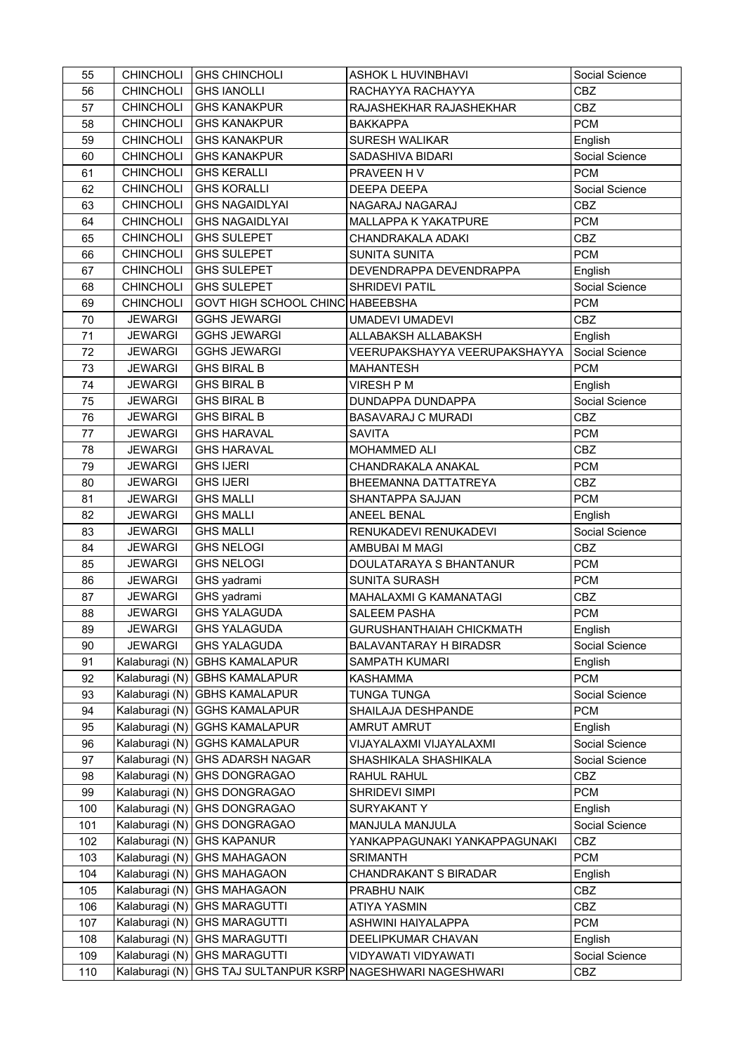| 55 | CHINCHOLI | GHS CHINCHOLI | ASHOK L HUVINBHAVI | Social Science |
|---|---|---|---|---|
| 56 | CHINCHOLI | GHS IANOLLI | RACHAYYA RACHAYYA | CBZ |
| 57 | CHINCHOLI | GHS KANAKPUR | RAJASHEKHAR RAJASHEKHAR | CBZ |
| 58 | CHINCHOLI | GHS KANAKPUR | BAKKAPPA | PCM |
| 59 | CHINCHOLI | GHS KANAKPUR | SURESH WALIKAR | English |
| 60 | CHINCHOLI | GHS KANAKPUR | SADASHIVA BIDARI | Social Science |
| 61 | CHINCHOLI | GHS KERALLI | PRAVEEN H V | PCM |
| 62 | CHINCHOLI | GHS KORALLI | DEEPA DEEPA | Social Science |
| 63 | CHINCHOLI | GHS NAGAIDLYAI | NAGARAJ NAGARAJ | CBZ |
| 64 | CHINCHOLI | GHS NAGAIDLYAI | MALLAPPA K YAKATPURE | PCM |
| 65 | CHINCHOLI | GHS SULEPET | CHANDRAKALA ADAKI | CBZ |
| 66 | CHINCHOLI | GHS SULEPET | SUNITA SUNITA | PCM |
| 67 | CHINCHOLI | GHS SULEPET | DEVENDRAPPA DEVENDRAPPA | English |
| 68 | CHINCHOLI | GHS SULEPET | SHRIDEVI PATIL | Social Science |
| 69 | CHINCHOLI | GOVT HIGH SCHOOL CHINC | HABEEBSHA | PCM |
| 70 | JEWARGI | GGHS JEWARGI | UMADEVI UMADEVI | CBZ |
| 71 | JEWARGI | GGHS JEWARGI | ALLABAKSH ALLABAKSH | English |
| 72 | JEWARGI | GGHS JEWARGI | VEERUPAKSHAYYA VEERUPAKSHAYYA | Social Science |
| 73 | JEWARGI | GHS BIRAL B | MAHANTESH | PCM |
| 74 | JEWARGI | GHS BIRAL B | VIRESH P M | English |
| 75 | JEWARGI | GHS BIRAL B | DUNDAPPA DUNDAPPA | Social Science |
| 76 | JEWARGI | GHS BIRAL B | BASAVARAJ C MURADI | CBZ |
| 77 | JEWARGI | GHS HARAVAL | SAVITA | PCM |
| 78 | JEWARGI | GHS HARAVAL | MOHAMMED ALI | CBZ |
| 79 | JEWARGI | GHS IJERI | CHANDRAKALA ANAKAL | PCM |
| 80 | JEWARGI | GHS IJERI | BHEEMANNA DATTATREYA | CBZ |
| 81 | JEWARGI | GHS MALLI | SHANTAPPA SAJJAN | PCM |
| 82 | JEWARGI | GHS MALLI | ANEEL BENAL | English |
| 83 | JEWARGI | GHS MALLI | RENUKADEVI RENUKADEVI | Social Science |
| 84 | JEWARGI | GHS NELOGI | AMBUBAI M MAGI | CBZ |
| 85 | JEWARGI | GHS NELOGI | DOULATARAYA S BHANTANUR | PCM |
| 86 | JEWARGI | GHS yadrami | SUNITA SURASH | PCM |
| 87 | JEWARGI | GHS yadrami | MAHALAXMI G KAMANATAGI | CBZ |
| 88 | JEWARGI | GHS YALAGUDA | SALEEM PASHA | PCM |
| 89 | JEWARGI | GHS YALAGUDA | GURUSHANTHAIAH CHICKMATH | English |
| 90 | JEWARGI | GHS YALAGUDA | BALAVANTARAY H BIRADSR | Social Science |
| 91 | Kalaburagi (N) | GBHS KAMALAPUR | SAMPATH KUMARI | English |
| 92 | Kalaburagi (N) | GBHS KAMALAPUR | KASHAMMA | PCM |
| 93 | Kalaburagi (N) | GBHS KAMALAPUR | TUNGA TUNGA | Social Science |
| 94 | Kalaburagi (N) | GGHS KAMALAPUR | SHAILAJA DESHPANDE | PCM |
| 95 | Kalaburagi (N) | GGHS KAMALAPUR | AMRUT AMRUT | English |
| 96 | Kalaburagi (N) | GGHS KAMALAPUR | VIJAYALAXMI VIJAYALAXMI | Social Science |
| 97 | Kalaburagi (N) | GHS ADARSH NAGAR | SHASHIKALA SHASHIKALA | Social Science |
| 98 | Kalaburagi (N) | GHS DONGRAGAO | RAHUL RAHUL | CBZ |
| 99 | Kalaburagi (N) | GHS DONGRAGAO | SHRIDEVI SIMPI | PCM |
| 100 | Kalaburagi (N) | GHS DONGRAGAO | SURYAKANT Y | English |
| 101 | Kalaburagi (N) | GHS DONGRAGAO | MANJULA MANJULA | Social Science |
| 102 | Kalaburagi (N) | GHS KAPANUR | YANKAPPAGUNAKI YANKAPPAGUNAKI | CBZ |
| 103 | Kalaburagi (N) | GHS MAHAGAON | SRIMANTH | PCM |
| 104 | Kalaburagi (N) | GHS MAHAGAON | CHANDRAKANT S BIRADAR | English |
| 105 | Kalaburagi (N) | GHS MAHAGAON | PRABHU NAIK | CBZ |
| 106 | Kalaburagi (N) | GHS MARAGUTTI | ATIYA YASMIN | CBZ |
| 107 | Kalaburagi (N) | GHS MARAGUTTI | ASHWINI HAIYALAPPA | PCM |
| 108 | Kalaburagi (N) | GHS MARAGUTTI | DEELIPKUMAR CHAVAN | English |
| 109 | Kalaburagi (N) | GHS MARAGUTTI | VIDYAWATI VIDYAWATI | Social Science |
| 110 | Kalaburagi (N) | GHS TAJ SULTANPUR KSRP | NAGESHWARI NAGESHWARI | CBZ |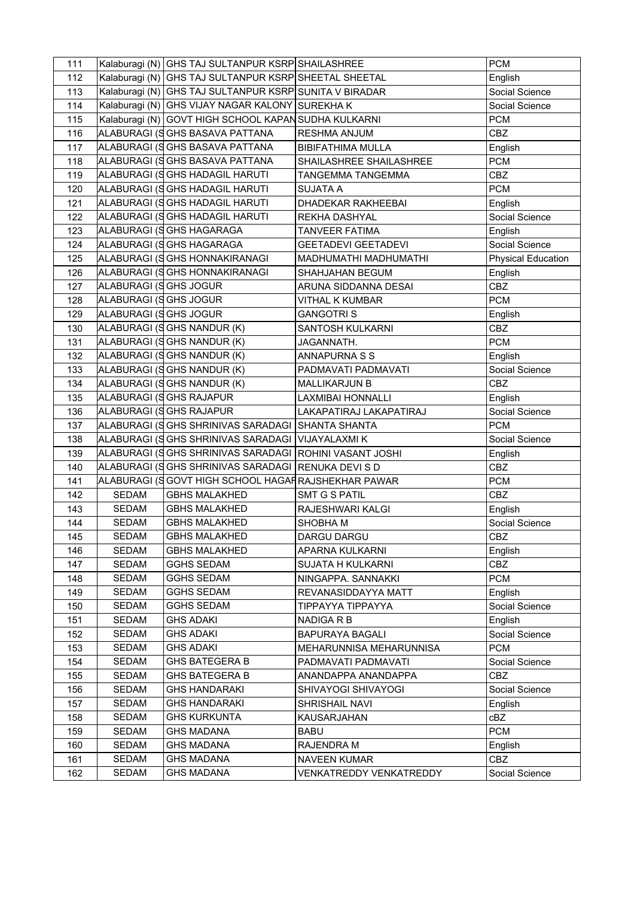| | | | | |
|---|---|---|---|---|
| 111 | Kalaburagi (N) | GHS TAJ SULTANPUR KSRP | SHAILASHREE | PCM |
| 112 | Kalaburagi (N) | GHS TAJ SULTANPUR KSRP | SHEETAL SHEETAL | English |
| 113 | Kalaburagi (N) | GHS TAJ SULTANPUR KSRP | SUNITA V BIRADAR | Social Science |
| 114 | Kalaburagi (N) | GHS VIJAY NAGAR KALONY | SUREKHA K | Social Science |
| 115 | Kalaburagi (N) | GOVT HIGH SCHOOL KAPAN | SUDHA KULKARNI | PCM |
| 116 | ALABURAGI (S | GHS BASAVA PATTANA | RESHMA ANJUM | CBZ |
| 117 | ALABURAGI (S | GHS BASAVA PATTANA | BIBIFATHIMA MULLA | English |
| 118 | ALABURAGI (S | GHS BASAVA PATTANA | SHAILASHREE SHAILASHREE | PCM |
| 119 | ALABURAGI (S | GHS HADAGIL HARUTI | TANGEMMA TANGEMMA | CBZ |
| 120 | ALABURAGI (S | GHS HADAGIL HARUTI | SUJATA A | PCM |
| 121 | ALABURAGI (S | GHS HADAGIL HARUTI | DHADEKAR RAKHEEBAI | English |
| 122 | ALABURAGI (S | GHS HADAGIL HARUTI | REKHA DASHYAL | Social Science |
| 123 | ALABURAGI (S | GHS HAGARAGA | TANVEER FATIMA | English |
| 124 | ALABURAGI (S | GHS HAGARAGA | GEETADEVI GEETADEVI | Social Science |
| 125 | ALABURAGI (S | GHS HONNAKIRANAGI | MADHUMATHI MADHUMATHI | Physical Education |
| 126 | ALABURAGI (S | GHS HONNAKIRANAGI | SHAHJAHAN BEGUM | English |
| 127 | ALABURAGI (S | GHS JOGUR | ARUNA SIDDANNA DESAI | CBZ |
| 128 | ALABURAGI (S | GHS JOGUR | VITHAL K KUMBAR | PCM |
| 129 | ALABURAGI (S | GHS JOGUR | GANGOTRI S | English |
| 130 | ALABURAGI (S | GHS NANDUR (K) | SANTOSH KULKARNI | CBZ |
| 131 | ALABURAGI (S | GHS NANDUR (K) | JAGANNATH. | PCM |
| 132 | ALABURAGI (S | GHS NANDUR (K) | ANNAPURNA S S | English |
| 133 | ALABURAGI (S | GHS NANDUR (K) | PADMAVATI PADMAVATI | Social Science |
| 134 | ALABURAGI (S | GHS NANDUR (K) | MALLIKARJUN B | CBZ |
| 135 | ALABURAGI (S | GHS RAJAPUR | LAXMIBAI HONNALLI | English |
| 136 | ALABURAGI (S | GHS RAJAPUR | LAKAPATIRAJ LAKAPATIRAJ | Social Science |
| 137 | ALABURAGI (S | GHS SHRINIVAS SARADAGI | SHANTA SHANTA | PCM |
| 138 | ALABURAGI (S | GHS SHRINIVAS SARADAGI | VIJAYALAXMI K | Social Science |
| 139 | ALABURAGI (S | GHS SHRINIVAS SARADAGI | ROHINI VASANT JOSHI | English |
| 140 | ALABURAGI (S | GHS SHRINIVAS SARADAGI | RENUKA DEVI S D | CBZ |
| 141 | ALABURAGI (S | GOVT HIGH SCHOOL HAGAR | RAJSHEKHAR PAWAR | PCM |
| 142 | SEDAM | GBHS MALAKHED | SMT G S PATIL | CBZ |
| 143 | SEDAM | GBHS MALAKHED | RAJESHWARI KALGI | English |
| 144 | SEDAM | GBHS MALAKHED | SHOBHA M | Social Science |
| 145 | SEDAM | GBHS MALAKHED | DARGU DARGU | CBZ |
| 146 | SEDAM | GBHS MALAKHED | APARNA KULKARNI | English |
| 147 | SEDAM | GGHS SEDAM | SUJATA H KULKARNI | CBZ |
| 148 | SEDAM | GGHS SEDAM | NINGAPPA. SANNAKKI | PCM |
| 149 | SEDAM | GGHS SEDAM | REVANASIDDAYYA MATT | English |
| 150 | SEDAM | GGHS SEDAM | TIPPAYYA TIPPAYYA | Social Science |
| 151 | SEDAM | GHS ADAKI | NADIGA R B | English |
| 152 | SEDAM | GHS ADAKI | BAPURAYA BAGALI | Social Science |
| 153 | SEDAM | GHS ADAKI | MEHARUNNISA MEHARUNNISA | PCM |
| 154 | SEDAM | GHS BATEGERA B | PADMAVATI PADMAVATI | Social Science |
| 155 | SEDAM | GHS BATEGERA B | ANANDAPPA ANANDAPPA | CBZ |
| 156 | SEDAM | GHS HANDARAKI | SHIVAYOGI SHIVAYOGI | Social Science |
| 157 | SEDAM | GHS HANDARAKI | SHRISHAIL NAVI | English |
| 158 | SEDAM | GHS KURKUNTA | KAUSARJAHAN | cBZ |
| 159 | SEDAM | GHS MADANA | BABU | PCM |
| 160 | SEDAM | GHS MADANA | RAJENDRA M | English |
| 161 | SEDAM | GHS MADANA | NAVEEN KUMAR | CBZ |
| 162 | SEDAM | GHS MADANA | VENKATREDDY VENKATREDDY | Social Science |